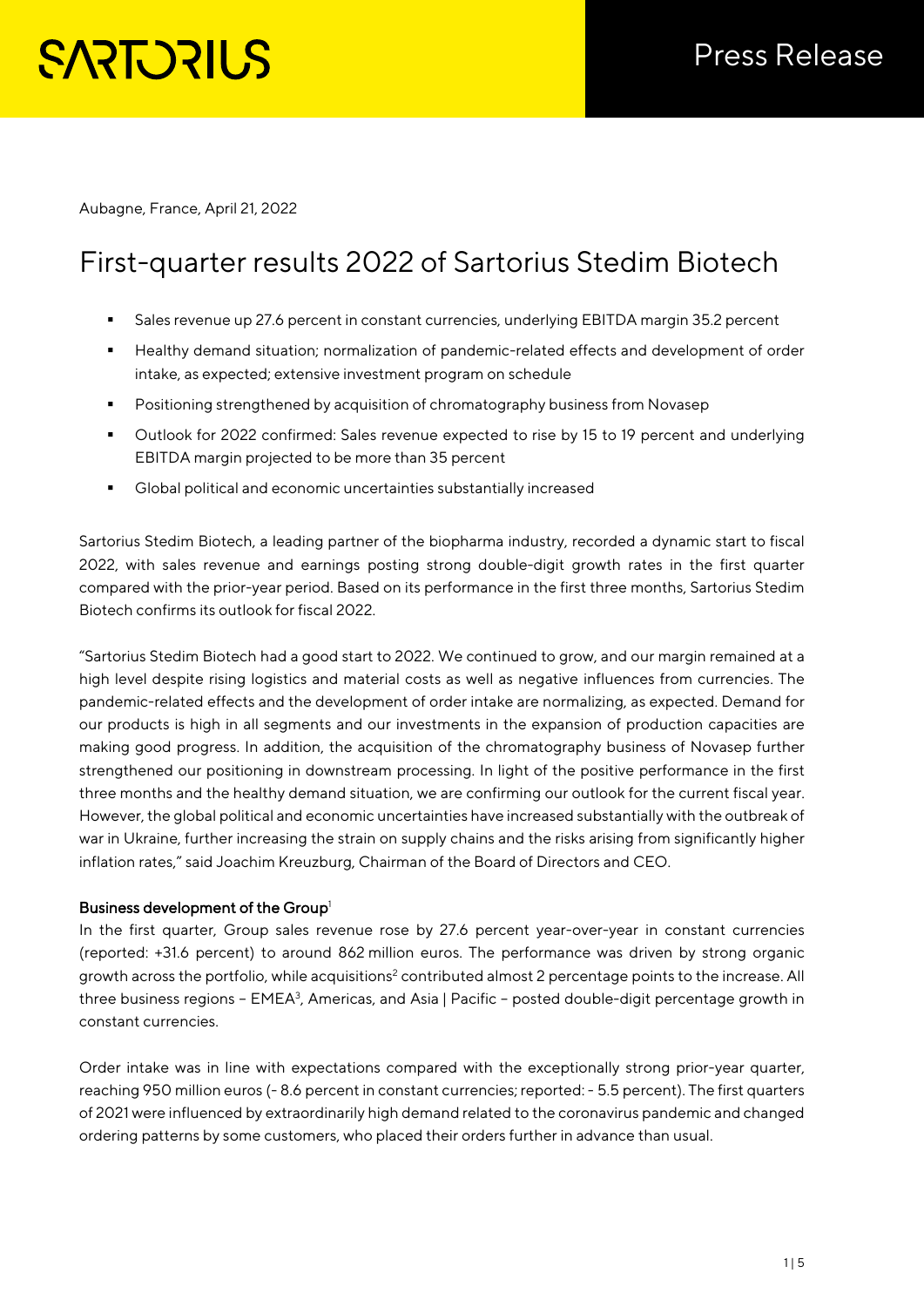SARTORIUS

Press Release

Aubagne, France, April 21, 2022

# First-quarter results 2022 of Sartorius Stedim Biotech

- Sales revenue up 27.6 percent in constant currencies, underlying EBITDA margin 35.2 percent
- Healthy demand situation; normalization of pandemic-related effects and development of order intake, as expected; extensive investment program on schedule
- Positioning strengthened by acquisition of chromatography business from Novasep
- Outlook for 2022 confirmed: Sales revenue expected to rise by 15 to 19 percent and underlying EBITDA margin projected to be more than 35 percent
- Global political and economic uncertainties substantially increased

Sartorius Stedim Biotech, a leading partner of the biopharma industry, recorded a dynamic start to fiscal 2022, with sales revenue and earnings posting strong double-digit growth rates in the first quarter compared with the prior-year period. Based on its performance in the first three months, Sartorius Stedim Biotech confirms its outlook for fiscal 2022.

"Sartorius Stedim Biotech had a good start to 2022. We continued to grow, and our margin remained at a high level despite rising logistics and material costs as well as negative influences from currencies. The pandemic-related effects and the development of order intake are normalizing, as expected. Demand for our products is high in all segments and our investments in the expansion of production capacities are making good progress. In addition, the acquisition of the chromatography business of Novasep further strengthened our positioning in downstream processing. In light of the positive performance in the first three months and the healthy demand situation, we are confirming our outlook for the current fiscal year. However, the global political and economic uncertainties have increased substantially with the outbreak of war in Ukraine, further increasing the strain on supply chains and the risks arising from significantly higher inflation rates," said Joachim Kreuzburg, Chairman of the Board of Directors and CEO.

**Business development of the Group**[1]

In the first quarter, Group sales revenue rose by 27.6 percent year-over-year in constant currencies (reported: +31.6 percent) to around 862 million euros. The performance was driven by strong organic growth across the portfolio, while acquisitions[2] contributed almost 2 percentage points to the increase. All three business regions – EMEA[3], Americas, and Asia | Pacific – posted double-digit percentage growth in constant currencies.

Order intake was in line with expectations compared with the exceptionally strong prior-year quarter, reaching 950 million euros (- 8.6 percent in constant currencies; reported: - 5.5 percent). The first quarters of 2021 were influenced by extraordinarily high demand related to the coronavirus pandemic and changed ordering patterns by some customers, who placed their orders further in advance than usual.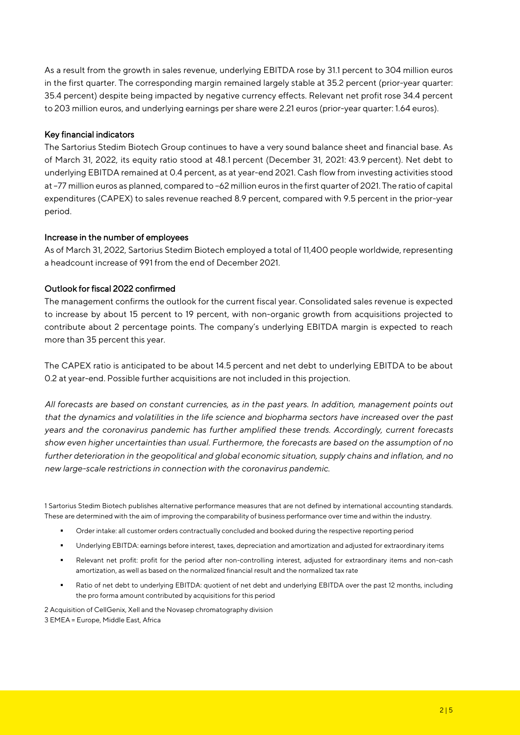As a result from the growth in sales revenue, underlying EBITDA rose by 31.1 percent to 304 million euros in the first quarter. The corresponding margin remained largely stable at 35.2 percent (prior-year quarter: 35.4 percent) despite being impacted by negative currency effects. Relevant net profit rose 34.4 percent to 203 million euros, and underlying earnings per share were 2.21 euros (prior-year quarter: 1.64 euros).

### Key financial indicators

The Sartorius Stedim Biotech Group continues to have a very sound balance sheet and financial base. As of March 31, 2022, its equity ratio stood at 48.1 percent (December 31, 2021: 43.9 percent). Net debt to underlying EBITDA remained at 0.4 percent, as at year-end 2021. Cash flow from investing activities stood at –77 million euros as planned, compared to –62 million euros in the first quarter of 2021. The ratio of capital expenditures (CAPEX) to sales revenue reached 8.9 percent, compared with 9.5 percent in the prior-year period.

### Increase in the number of employees

As of March 31, 2022, Sartorius Stedim Biotech employed a total of 11,400 people worldwide, representing a headcount increase of 991 from the end of December 2021.

### Outlook for fiscal 2022 confirmed

The management confirms the outlook for the current fiscal year. Consolidated sales revenue is expected to increase by about 15 percent to 19 percent, with non-organic growth from acquisitions projected to contribute about 2 percentage points. The company's underlying EBITDA margin is expected to reach more than 35 percent this year.

The CAPEX ratio is anticipated to be about 14.5 percent and net debt to underlying EBITDA to be about 0.2 at year-end. Possible further acquisitions are not included in this projection.

*All forecasts are based on constant currencies, as in the past years. In addition, management points out that the dynamics and volatilities in the life science and biopharma sectors have increased over the past years and the coronavirus pandemic has further amplified these trends. Accordingly, current forecasts show even higher uncertainties than usual. Furthermore, the forecasts are based on the assumption of no further deterioration in the geopolitical and global economic situation, supply chains and inflation, and no new large-scale restrictions in connection with the coronavirus pandemic.*

1 Sartorius Stedim Biotech publishes alternative performance measures that are not defined by international accounting standards. These are determined with the aim of improving the comparability of business performance over time and within the industry.

- Order intake: all customer orders contractually concluded and booked during the respective reporting period
- Underlying EBITDA: earnings before interest, taxes, depreciation and amortization and adjusted for extraordinary items
- Relevant net profit: profit for the period after non-controlling interest, adjusted for extraordinary items and non-cash amortization, as well as based on the normalized financial result and the normalized tax rate
- Ratio of net debt to underlying EBITDA: quotient of net debt and underlying EBITDA over the past 12 months, including the pro forma amount contributed by acquisitions for this period

2 Acquisition of CellGenix, Xell and the Novasep chromatography division

3 EMEA = Europe, Middle East, Africa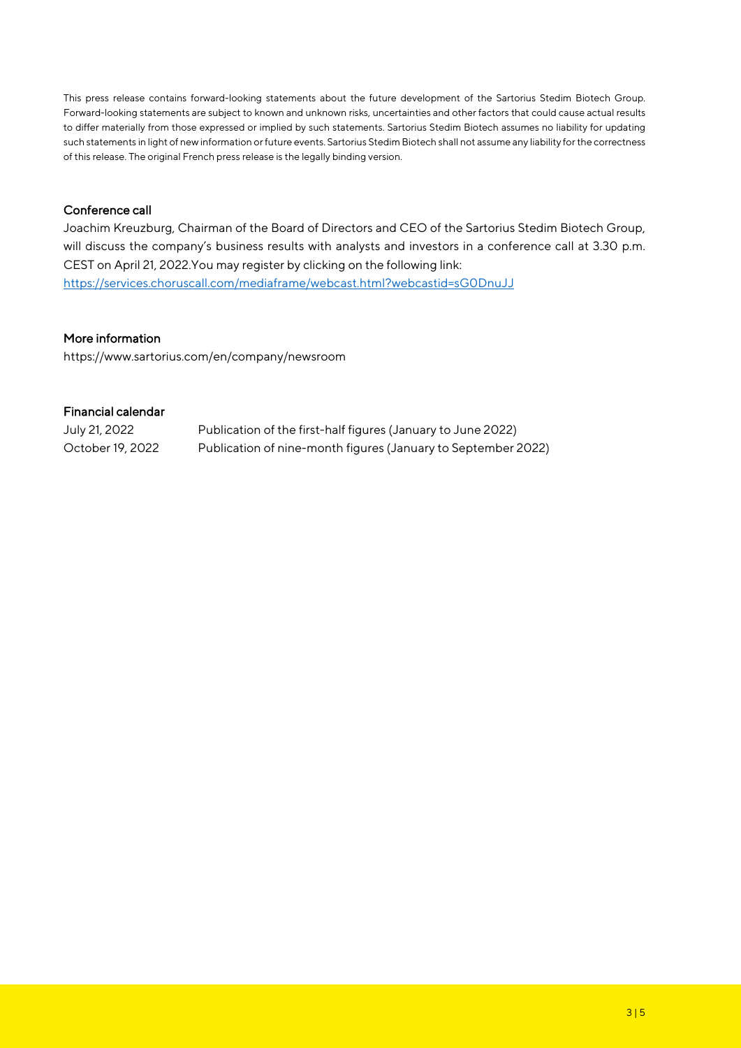This press release contains forward-looking statements about the future development of the Sartorius Stedim Biotech Group. Forward-looking statements are subject to known and unknown risks, uncertainties and other factors that could cause actual results to differ materially from those expressed or implied by such statements. Sartorius Stedim Biotech assumes no liability for updating such statements in light of new information or future events. Sartorius Stedim Biotech shall not assume any liability for the correctness of this release. The original French press release is the legally binding version.

### Conference call

Joachim Kreuzburg, Chairman of the Board of Directors and CEO of the Sartorius Stedim Biotech Group, will discuss the company's business results with analysts and investors in a conference call at 3.30 p.m. CEST on April 21, 2022.You may register by clicking on the following link:
https://services.choruscall.com/mediaframe/webcast.html?webcastid=sG0DnuJJ

### More information

https://www.sartorius.com/en/company/newsroom

### Financial calendar

| | |
|---|---|
| July 21, 2022 | Publication of the first-half figures (January to June 2022) |
| October 19, 2022 | Publication of nine-month figures (January to September 2022) |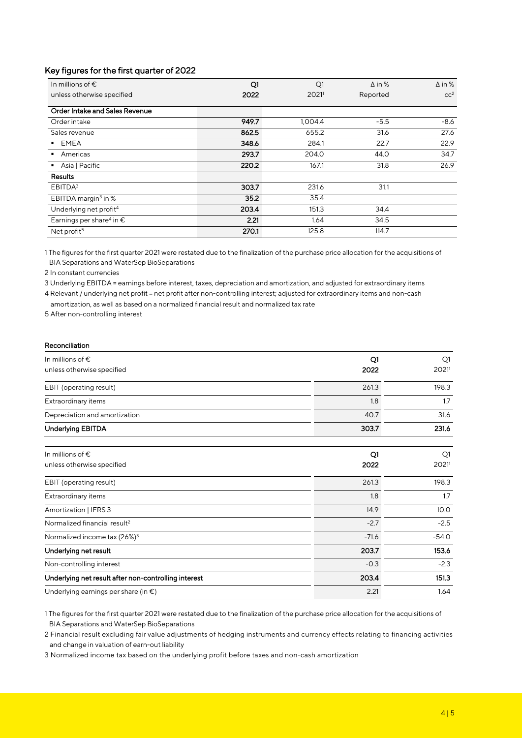## Key figures for the first quarter of 2022

| In millions of € unless otherwise specified | Q1 2022 | Q1 2021[1] | Δ in % Reported | Δ in % cc[2] |
|---|---|---|---|---|
| **Order Intake and Sales Revenue** | | | | |
| Order intake | **949.7** | 1,004.4 | -5.5 | -8.6 |
| Sales revenue | **862.5** | 655.2 | 31.6 | 27.6 |
| ▪ EMEA | **348.6** | 284.1 | 22.7 | 22.9 |
| ▪ Americas | **293.7** | 204.0 | 44.0 | 34.7 |
| ▪ Asia \| Pacific | **220.2** | 167.1 | 31.8 | 26.9 |
| **Results** | | | | |
| EBITDA[3] | **303.7** | 231.6 | 31.1 | |
| EBITDA margin[3] in % | **35.2** | 35.4 | | |
| Underlying net profit[4] | **203.4** | 151.3 | 34.4 | |
| Earnings per share[4] in € | **2.21** | 1.64 | 34.5 | |
| Net profit[5] | **270.1** | 125.8 | 114.7 | |

1 The figures for the first quarter 2021 were restated due to the finalization of the purchase price allocation for the acquisitions of BIA Separations and WaterSep BioSeparations

2 In constant currencies

3 Underlying EBITDA = earnings before interest, taxes, depreciation and amortization, and adjusted for extraordinary items

4 Relevant / underlying net profit = net profit after non-controlling interest; adjusted for extraordinary items and non-cash amortization, as well as based on a normalized financial result and normalized tax rate

5 After non-controlling interest

### Reconciliation

| In millions of € unless otherwise specified | Q1 2022 | Q1 2021[1] |
|---|---|---|
| EBIT (operating result) | 261.3 | 198.3 |
| Extraordinary items | 1.8 | 1.7 |
| Depreciation and amortization | 40.7 | 31.6 |
| **Underlying EBITDA** | **303.7** | **231.6** |

| In millions of € unless otherwise specified | Q1 2022 | Q1 2021[1] |
|---|---|---|
| EBIT (operating result) | 261.3 | 198.3 |
| Extraordinary items | 1.8 | 1.7 |
| Amortization \| IFRS 3 | 14.9 | 10.0 |
| Normalized financial result[2] | -2.7 | -2.5 |
| Normalized income tax (26%)[3] | -71.6 | -54.0 |
| **Underlying net result** | **203.7** | **153.6** |
| Non-controlling interest | -0.3 | -2.3 |
| **Underlying net result after non-controlling interest** | **203.4** | **151.3** |
| Underlying earnings per share (in €) | 2.21 | 1.64 |

1 The figures for the first quarter 2021 were restated due to the finalization of the purchase price allocation for the acquisitions of BIA Separations and WaterSep BioSeparations

2 Financial result excluding fair value adjustments of hedging instruments and currency effects relating to financing activities and change in valuation of earn-out liability

3 Normalized income tax based on the underlying profit before taxes and non-cash amortization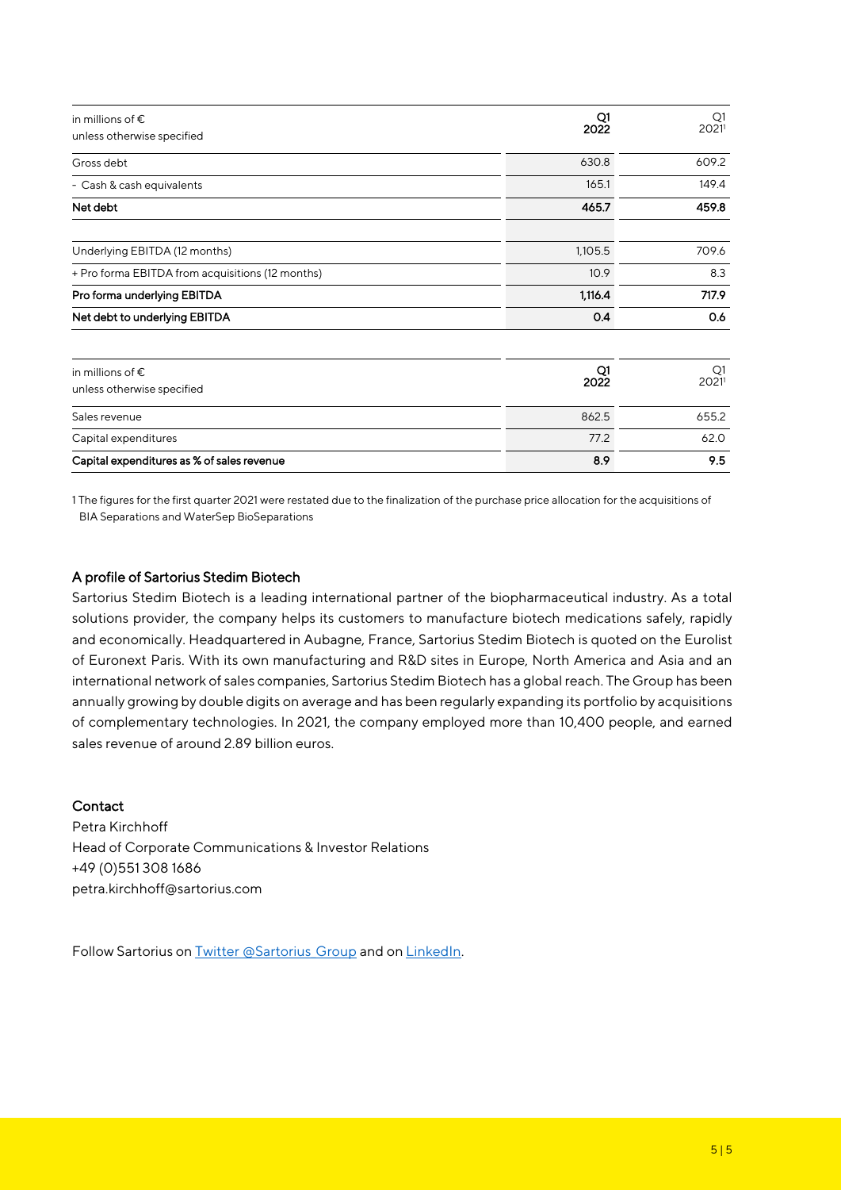| in millions of €<br>unless otherwise specified | Q1<br>2022 | Q1<br>2021[1] |
|---|---|---|
| Gross debt | 630.8 | 609.2 |
| - Cash & cash equivalents | 165.1 | 149.4 |
| **Net debt** | **465.7** | **459.8** |
| | | |
| Underlying EBITDA (12 months) | 1,105.5 | 709.6 |
| + Pro forma EBITDA from acquisitions (12 months) | 10.9 | 8.3 |
| **Pro forma underlying EBITDA** | **1,116.4** | **717.9** |
| **Net debt to underlying EBITDA** | **0.4** | **0.6** |

| in millions of €<br>unless otherwise specified | Q1<br>2022 | Q1<br>2021[1] |
|---|---|---|
| Sales revenue | 862.5 | 655.2 |
| Capital expenditures | 77.2 | 62.0 |
| **Capital expenditures as % of sales revenue** | **8.9** | **9.5** |

1 The figures for the first quarter 2021 were restated due to the finalization of the purchase price allocation for the acquisitions of BIA Separations and WaterSep BioSeparations

### A profile of Sartorius Stedim Biotech

Sartorius Stedim Biotech is a leading international partner of the biopharmaceutical industry. As a total solutions provider, the company helps its customers to manufacture biotech medications safely, rapidly and economically. Headquartered in Aubagne, France, Sartorius Stedim Biotech is quoted on the Eurolist of Euronext Paris. With its own manufacturing and R&D sites in Europe, North America and Asia and an international network of sales companies, Sartorius Stedim Biotech has a global reach. The Group has been annually growing by double digits on average and has been regularly expanding its portfolio by acquisitions of complementary technologies. In 2021, the company employed more than 10,400 people, and earned sales revenue of around 2.89 billion euros.

### Contact

Petra Kirchhoff
Head of Corporate Communications & Investor Relations
+49 (0)551 308 1686
petra.kirchhoff@sartorius.com

Follow Sartorius on [Twitter @Sartorius_Group] and on [LinkedIn].